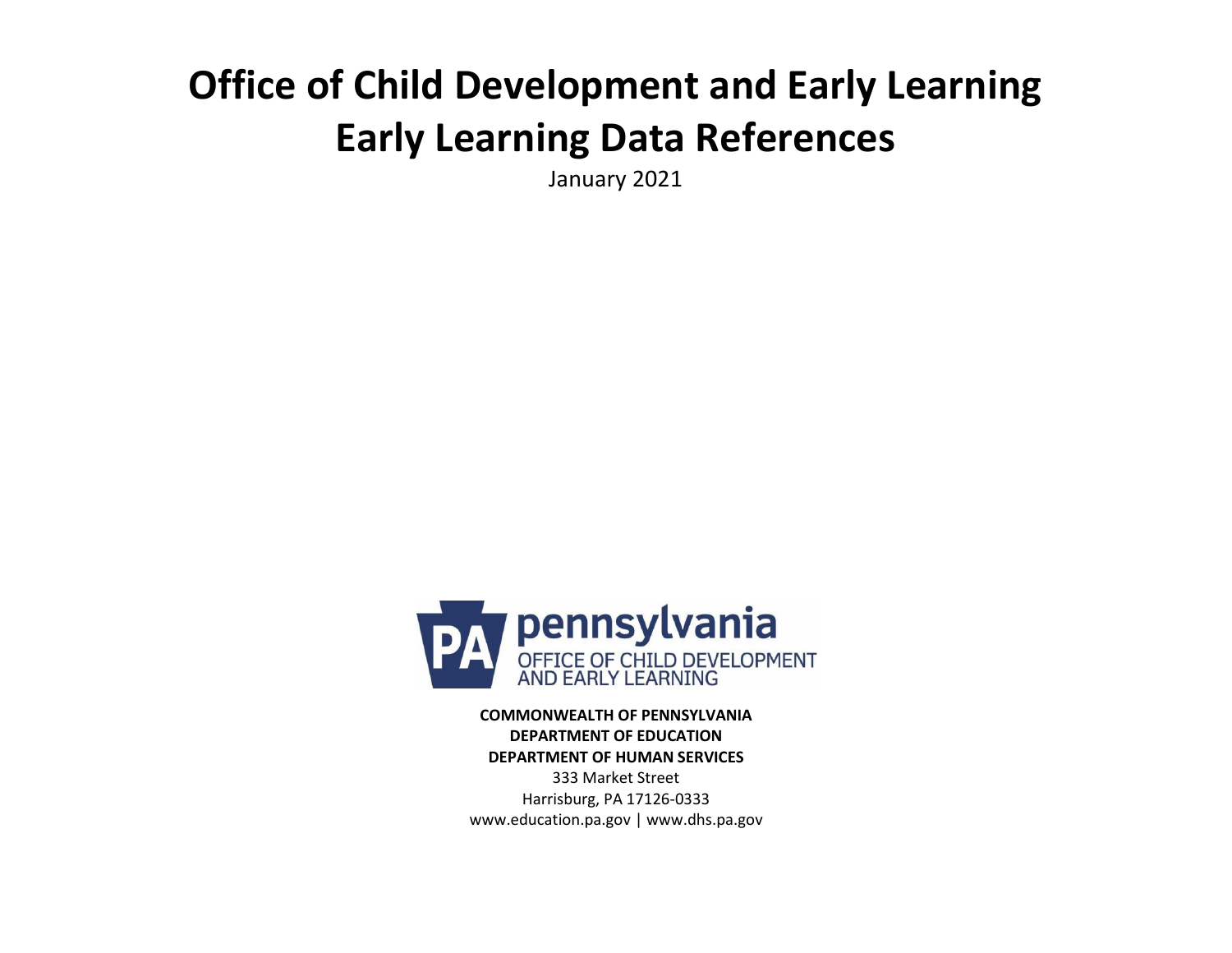# Office of Child Development and Early Learning
# Early Learning Data References

January 2021

pennsylvania
OFFICE OF CHILD DEVELOPMENT AND EARLY LEARNING

**COMMONWEALTH OF PENNSYLVANIA**
**DEPARTMENT OF EDUCATION**
**DEPARTMENT OF HUMAN SERVICES**

333 Market Street
Harrisburg, PA 17126-0333
www.education.pa.gov | www.dhs.pa.gov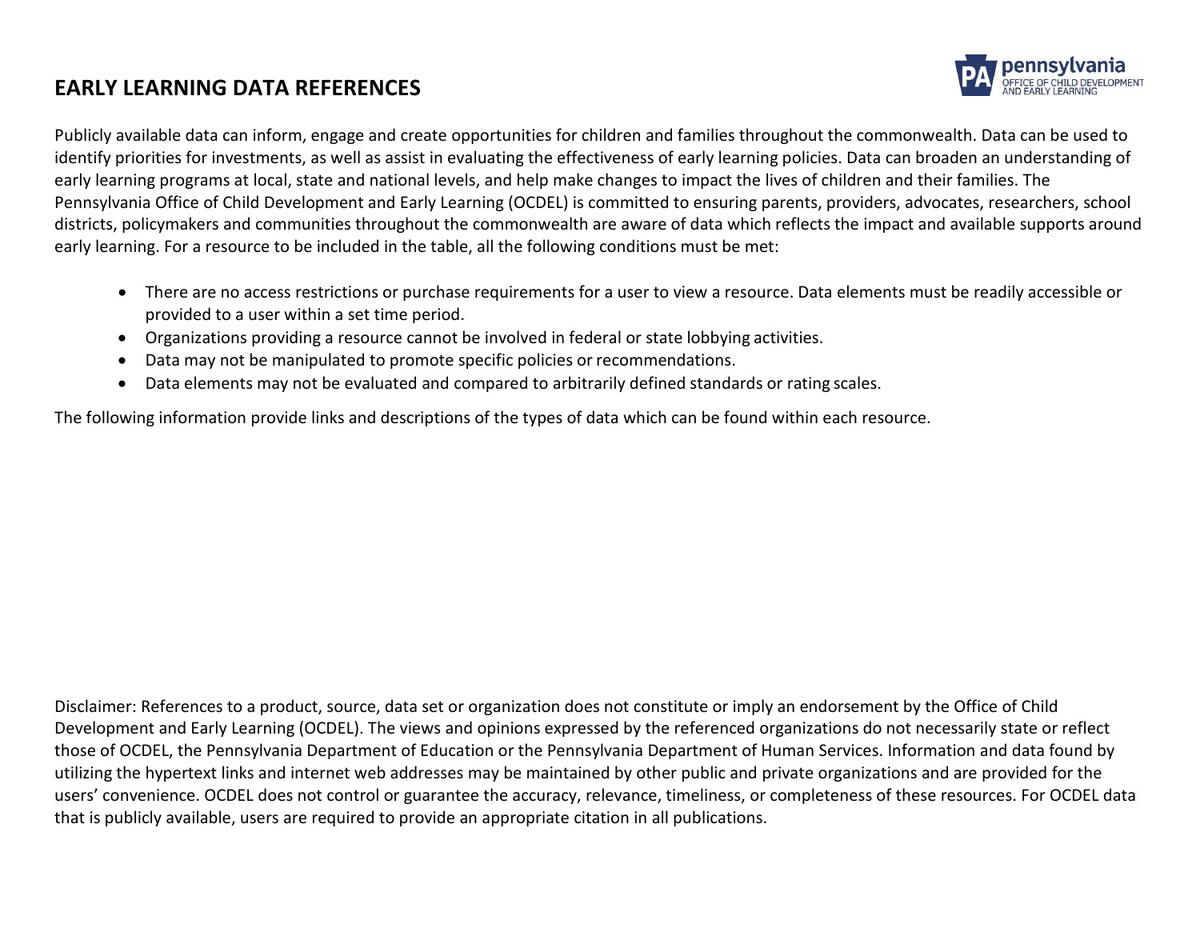# EARLY LEARNING DATA REFERENCES

Publicly available data can inform, engage and create opportunities for children and families throughout the commonwealth. Data can be used to identify priorities for investments, as well as assist in evaluating the effectiveness of early learning policies. Data can broaden an understanding of early learning programs at local, state and national levels, and help make changes to impact the lives of children and their families. The Pennsylvania Office of Child Development and Early Learning (OCDEL) is committed to ensuring parents, providers, advocates, researchers, school districts, policymakers and communities throughout the commonwealth are aware of data which reflects the impact and available supports around early learning. For a resource to be included in the table, all the following conditions must be met:

- There are no access restrictions or purchase requirements for a user to view a resource. Data elements must be readily accessible or provided to a user within a set time period.
- Organizations providing a resource cannot be involved in federal or state lobbying activities.
- Data may not be manipulated to promote specific policies or recommendations.
- Data elements may not be evaluated and compared to arbitrarily defined standards or rating scales.

The following information provide links and descriptions of the types of data which can be found within each resource.

Disclaimer: References to a product, source, data set or organization does not constitute or imply an endorsement by the Office of Child Development and Early Learning (OCDEL). The views and opinions expressed by the referenced organizations do not necessarily state or reflect those of OCDEL, the Pennsylvania Department of Education or the Pennsylvania Department of Human Services. Information and data found by utilizing the hypertext links and internet web addresses may be maintained by other public and private organizations and are provided for the users' convenience. OCDEL does not control or guarantee the accuracy, relevance, timeliness, or completeness of these resources. For OCDEL data that is publicly available, users are required to provide an appropriate citation in all publications.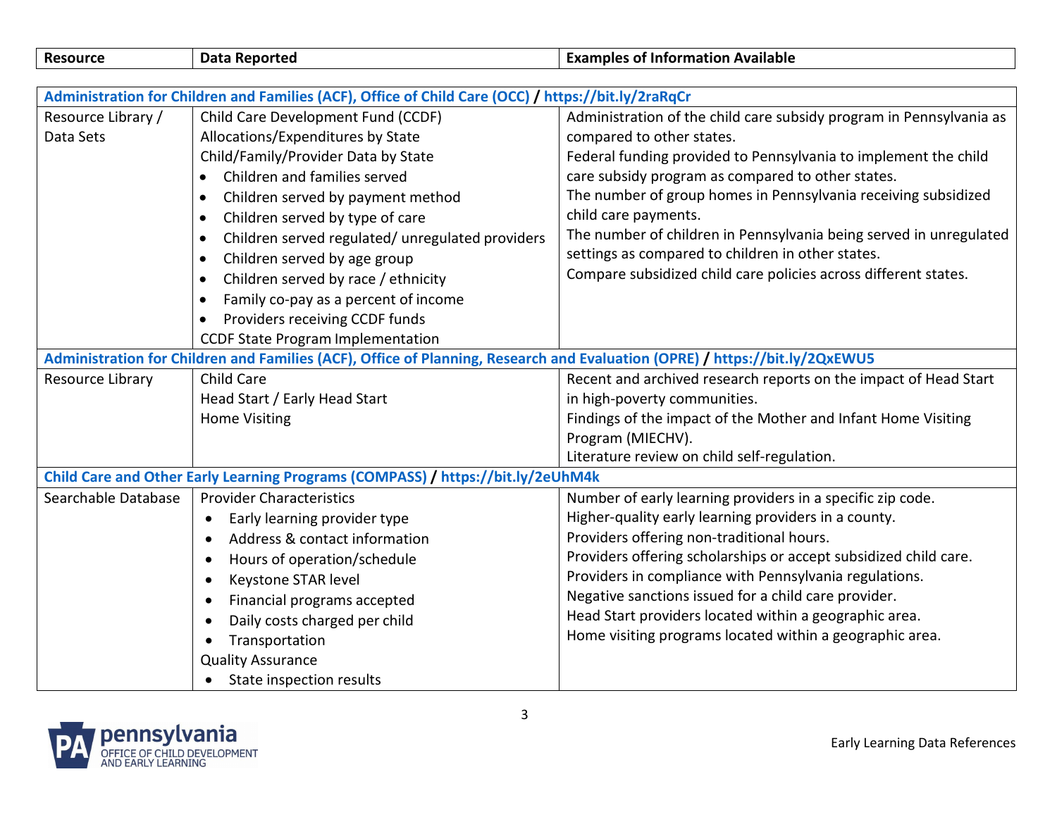| Resource | Data Reported | Examples of Information Available |
|---|---|---|
| **Administration for Children and Families (ACF), Office of Child Care (OCC) / https://bit.ly/2raRqCr** | | |
| Resource Library / Data Sets | Child Care Development Fund (CCDF) Allocations/Expenditures by State<br>Child/Family/Provider Data by State<br>• Children and families served<br>• Children served by payment method<br>• Children served by type of care<br>• Children served regulated/ unregulated providers<br>• Children served by age group<br>• Children served by race / ethnicity<br>• Family co-pay as a percent of income<br>• Providers receiving CCDF funds<br>CCDF State Program Implementation | Administration of the child care subsidy program in Pennsylvania as compared to other states.<br>Federal funding provided to Pennsylvania to implement the child care subsidy program as compared to other states.<br>The number of group homes in Pennsylvania receiving subsidized child care payments.<br>The number of children in Pennsylvania being served in unregulated settings as compared to children in other states.<br>Compare subsidized child care policies across different states. |
| **Administration for Children and Families (ACF), Office of Planning, Research and Evaluation (OPRE) / https://bit.ly/2QxEWU5** | | |
| Resource Library | Child Care<br>Head Start / Early Head Start<br>Home Visiting | Recent and archived research reports on the impact of Head Start in high-poverty communities.<br>Findings of the impact of the Mother and Infant Home Visiting Program (MIECHV).<br>Literature review on child self-regulation. |
| **Child Care and Other Early Learning Programs (COMPASS) / https://bit.ly/2eUhM4k** | | |
| Searchable Database | Provider Characteristics<br>• Early learning provider type<br>• Address & contact information<br>• Hours of operation/schedule<br>• Keystone STAR level<br>• Financial programs accepted<br>• Daily costs charged per child<br>• Transportation<br>Quality Assurance<br>• State inspection results | Number of early learning providers in a specific zip code.<br>Higher-quality early learning providers in a county.<br>Providers offering non-traditional hours.<br>Providers offering scholarships or accept subsidized child care.<br>Providers in compliance with Pennsylvania regulations.<br>Negative sanctions issued for a child care provider.<br>Head Start providers located within a geographic area.<br>Home visiting programs located within a geographic area. |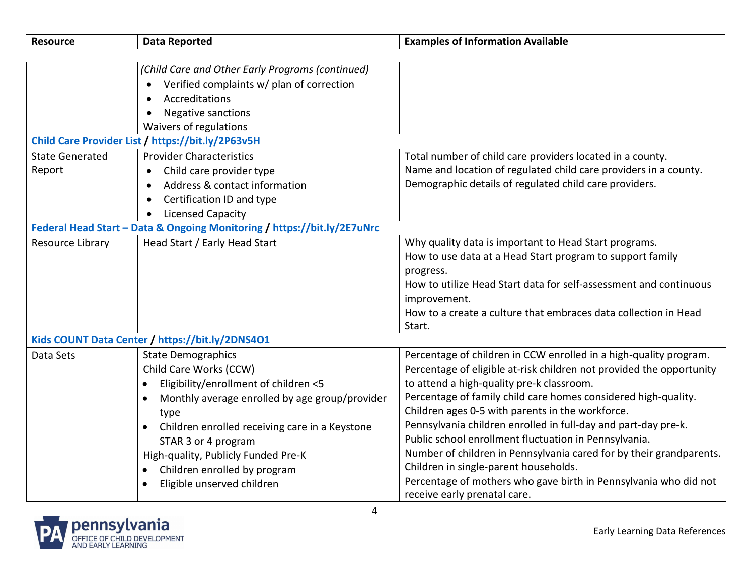| Resource | Data Reported | Examples of Information Available |
|---|---|---|
| | *(Child Care and Other Early Programs (continued)*<br>• Verified complaints w/ plan of correction<br>• Accreditations<br>• Negative sanctions<br>Waivers of regulations | |
| **Child Care Provider List / https://bit.ly/2P63v5H** | | |
| State Generated Report | Provider Characteristics<br>• Child care provider type<br>• Address & contact information<br>• Certification ID and type<br>• Licensed Capacity | Total number of child care providers located in a county.<br>Name and location of regulated child care providers in a county.<br>Demographic details of regulated child care providers. |
| **Federal Head Start – Data & Ongoing Monitoring / https://bit.ly/2E7uNrc** | | |
| Resource Library | Head Start / Early Head Start | Why quality data is important to Head Start programs.<br>How to use data at a Head Start program to support family progress.<br>How to utilize Head Start data for self-assessment and continuous improvement.<br>How to a create a culture that embraces data collection in Head Start. |
| **Kids COUNT Data Center / https://bit.ly/2DNS4O1** | | |
| Data Sets | State Demographics<br>Child Care Works (CCW)<br>• Eligibility/enrollment of children <5<br>• Monthly average enrolled by age group/provider type<br>• Children enrolled receiving care in a Keystone STAR 3 or 4 program<br>High-quality, Publicly Funded Pre-K<br>• Children enrolled by program<br>• Eligible unserved children | Percentage of children in CCW enrolled in a high-quality program.<br>Percentage of eligible at-risk children not provided the opportunity to attend a high-quality pre-k classroom.<br>Percentage of family child care homes considered high-quality.<br>Children ages 0-5 with parents in the workforce.<br>Pennsylvania children enrolled in full-day and part-day pre-k.<br>Public school enrollment fluctuation in Pennsylvania.<br>Number of children in Pennsylvania cared for by their grandparents.<br>Children in single-parent households.<br>Percentage of mothers who gave birth in Pennsylvania who did not receive early prenatal care. |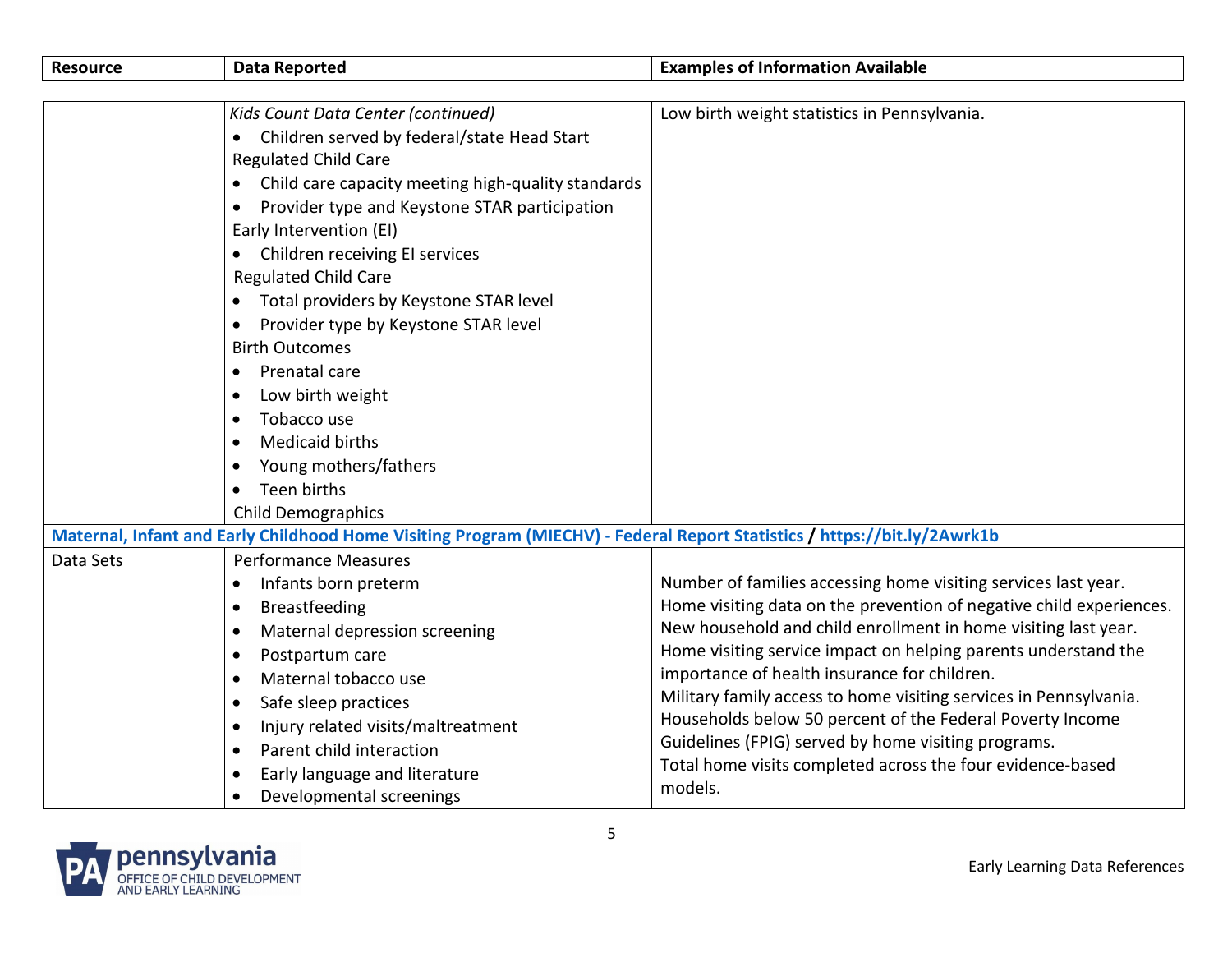| Resource | Data Reported | Examples of Information Available |
|---|---|---|
| | *Kids Count Data Center (continued)*<br>• Children served by federal/state Head Start<br>Regulated Child Care<br>• Child care capacity meeting high-quality standards<br>• Provider type and Keystone STAR participation<br>Early Intervention (EI)<br>• Children receiving EI services<br>Regulated Child Care<br>• Total providers by Keystone STAR level<br>• Provider type by Keystone STAR level<br>Birth Outcomes<br>• Prenatal care<br>• Low birth weight<br>• Tobacco use<br>• Medicaid births<br>• Young mothers/fathers<br>• Teen births<br>Child Demographics | Low birth weight statistics in Pennsylvania. |
| **Maternal, Infant and Early Childhood Home Visiting Program (MIECHV) - Federal Report Statistics / https://bit.ly/2Awrk1b** | | |
| Data Sets | Performance Measures<br>• Infants born preterm<br>• Breastfeeding<br>• Maternal depression screening<br>• Postpartum care<br>• Maternal tobacco use<br>• Safe sleep practices<br>• Injury related visits/maltreatment<br>• Parent child interaction<br>• Early language and literature<br>• Developmental screenings | Number of families accessing home visiting services last year.<br>Home visiting data on the prevention of negative child experiences.<br>New household and child enrollment in home visiting last year.<br>Home visiting service impact on helping parents understand the importance of health insurance for children.<br>Military family access to home visiting services in Pennsylvania.<br>Households below 50 percent of the Federal Poverty Income Guidelines (FPIG) served by home visiting programs.<br>Total home visits completed across the four evidence-based models. |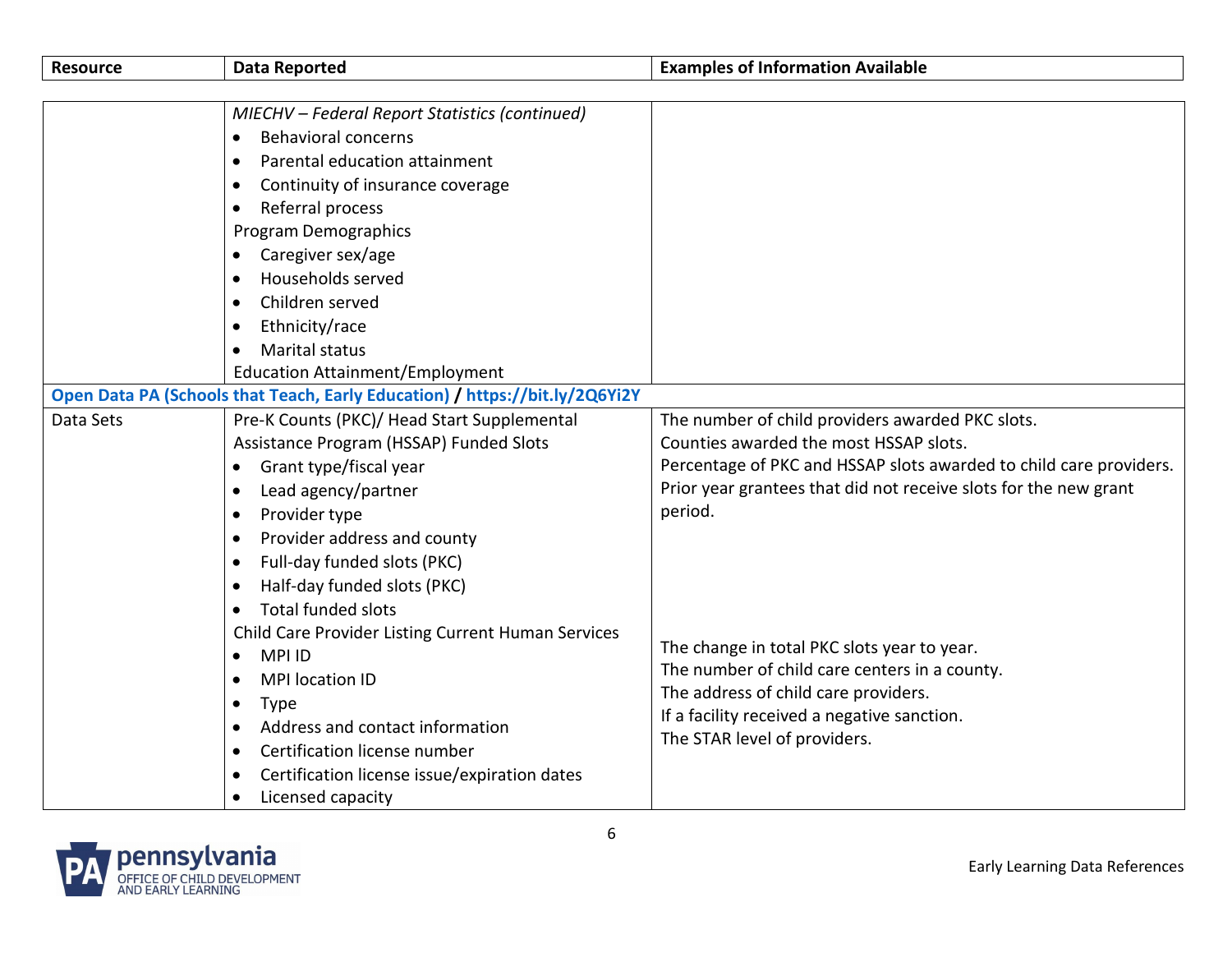| Resource | Data Reported | Examples of Information Available |
|---|---|---|
| | *MIECHV – Federal Report Statistics (continued)*<br>• Behavioral concerns<br>• Parental education attainment<br>• Continuity of insurance coverage<br>• Referral process<br>Program Demographics<br>• Caregiver sex/age<br>• Households served<br>• Children served<br>• Ethnicity/race<br>• Marital status<br>Education Attainment/Employment | |
| **Open Data PA (Schools that Teach, Early Education) / https://bit.ly/2Q6Yi2Y** | | |
| Data Sets | Pre-K Counts (PKC)/ Head Start Supplemental Assistance Program (HSSAP) Funded Slots<br>• Grant type/fiscal year<br>• Lead agency/partner<br>• Provider type<br>• Provider address and county<br>• Full-day funded slots (PKC)<br>• Half-day funded slots (PKC)<br>• Total funded slots | The number of child providers awarded PKC slots.<br>Counties awarded the most HSSAP slots.<br>Percentage of PKC and HSSAP slots awarded to child care providers.<br>Prior year grantees that did not receive slots for the new grant period.<br>The change in total PKC slots year to year. |
| | Child Care Provider Listing Current Human Services<br>• MPI ID<br>• MPI location ID<br>• Type<br>• Address and contact information<br>• Certification license number<br>• Certification license issue/expiration dates<br>• Licensed capacity | The number of child care centers in a county.<br>The address of child care providers.<br>If a facility received a negative sanction.<br>The STAR level of providers. |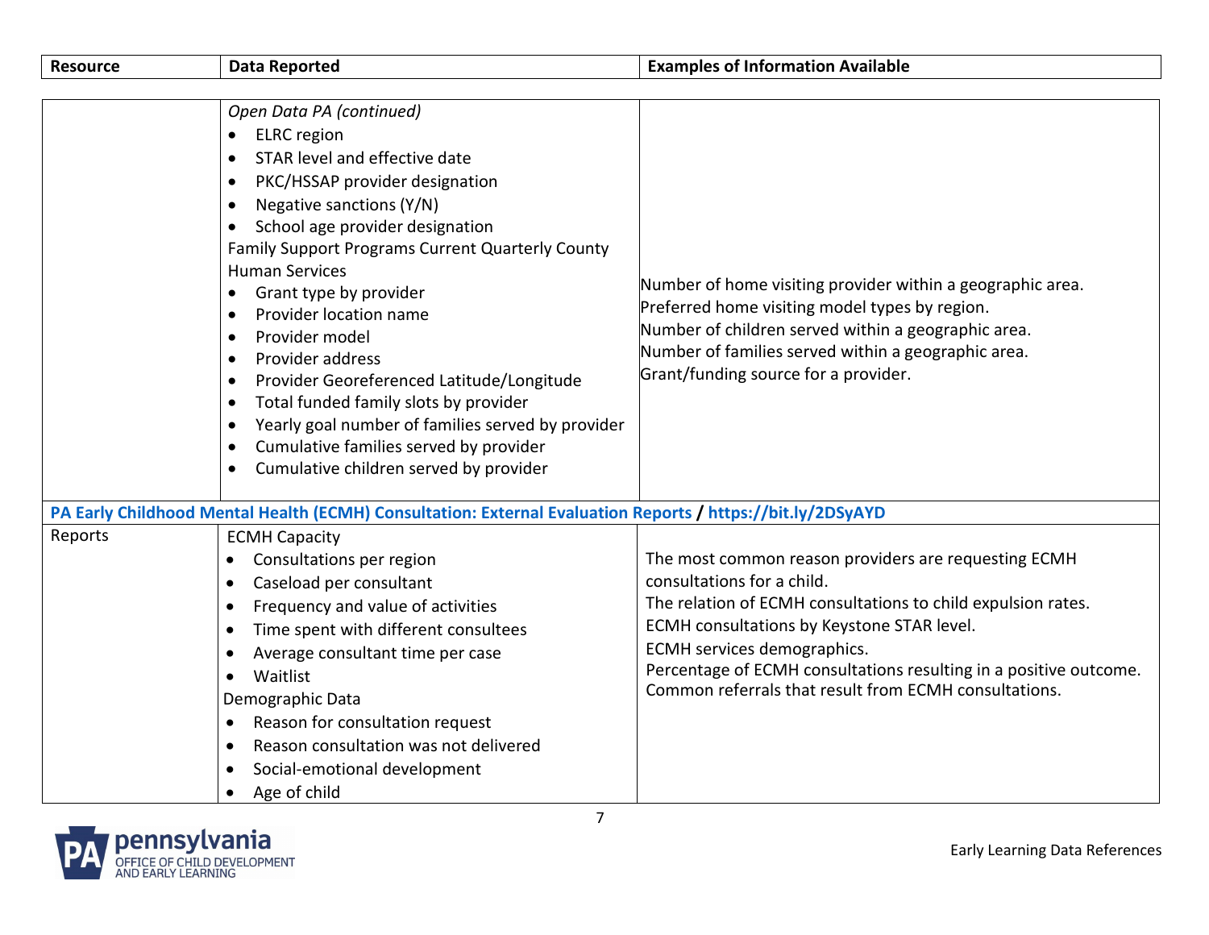| Resource | Data Reported | Examples of Information Available |
|---|---|---|
| | *Open Data PA (continued)*<br>• ELRC region<br>• STAR level and effective date<br>• PKC/HSSAP provider designation<br>• Negative sanctions (Y/N)<br>• School age provider designation<br>Family Support Programs Current Quarterly County Human Services<br>• Grant type by provider<br>• Provider location name<br>• Provider model<br>• Provider address<br>• Provider Georeferenced Latitude/Longitude<br>• Total funded family slots by provider<br>• Yearly goal number of families served by provider<br>• Cumulative families served by provider<br>• Cumulative children served by provider | Number of home visiting provider within a geographic area.<br>Preferred home visiting model types by region.<br>Number of children served within a geographic area.<br>Number of families served within a geographic area.<br>Grant/funding source for a provider. |
| **PA Early Childhood Mental Health (ECMH) Consultation: External Evaluation Reports / https://bit.ly/2DSyAYD** | | |
| Reports | ECMH Capacity<br>• Consultations per region<br>• Caseload per consultant<br>• Frequency and value of activities<br>• Time spent with different consultees<br>• Average consultant time per case<br>• Waitlist<br>Demographic Data<br>• Reason for consultation request<br>• Reason consultation was not delivered<br>• Social-emotional development<br>• Age of child | The most common reason providers are requesting ECMH consultations for a child.<br>The relation of ECMH consultations to child expulsion rates.<br>ECMH consultations by Keystone STAR level.<br>ECMH services demographics.<br>Percentage of ECMH consultations resulting in a positive outcome.<br>Common referrals that result from ECMH consultations. |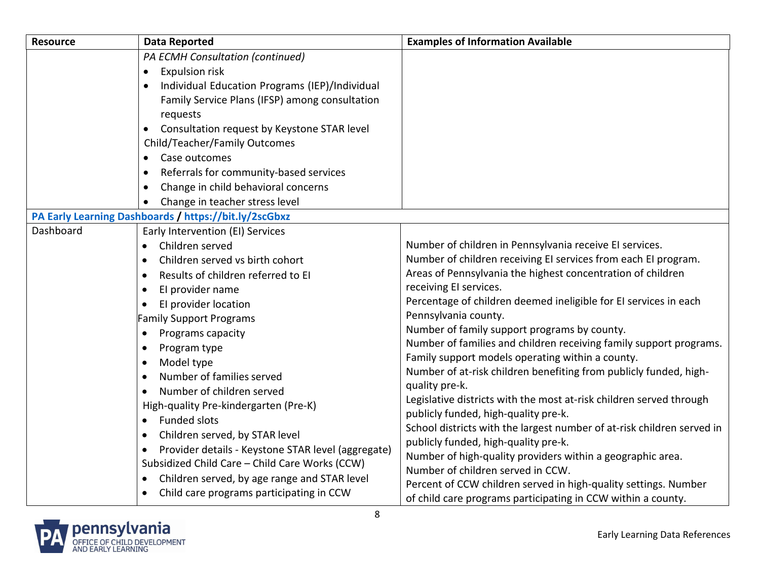| Resource | Data Reported | Examples of Information Available |
|---|---|---|
| | *PA ECMH Consultation (continued)*<br>• Expulsion risk<br>• Individual Education Programs (IEP)/Individual Family Service Plans (IFSP) among consultation requests<br>• Consultation request by Keystone STAR level<br>Child/Teacher/Family Outcomes<br>• Case outcomes<br>• Referrals for community-based services<br>• Change in child behavioral concerns<br>• Change in teacher stress level | |
| **PA Early Learning Dashboards / https://bit.ly/2scGbxz** | | |
| Dashboard | Early Intervention (EI) Services<br>• Children served<br>• Children served vs birth cohort<br>• Results of children referred to EI<br>• EI provider name<br>• EI provider location<br>Family Support Programs<br>• Programs capacity<br>• Program type<br>• Model type<br>• Number of families served<br>• Number of children served<br>High-quality Pre-kindergarten (Pre-K)<br>• Funded slots<br>• Children served, by STAR level<br>• Provider details - Keystone STAR level (aggregate)<br>Subsidized Child Care – Child Care Works (CCW)<br>• Children served, by age range and STAR level<br>• Child care programs participating in CCW | Number of children in Pennsylvania receive EI services.<br>Number of children receiving EI services from each EI program.<br>Areas of Pennsylvania the highest concentration of children receiving EI services.<br>Percentage of children deemed ineligible for EI services in each Pennsylvania county.<br>Number of family support programs by county.<br>Number of families and children receiving family support programs.<br>Family support models operating within a county.<br>Number of at-risk children benefiting from publicly funded, high-quality pre-k.<br>Legislative districts with the most at-risk children served through publicly funded, high-quality pre-k.<br>School districts with the largest number of at-risk children served in publicly funded, high-quality pre-k.<br>Number of high-quality providers within a geographic area.<br>Number of children served in CCW.<br>Percent of CCW children served in high-quality settings. Number of child care programs participating in CCW within a county. |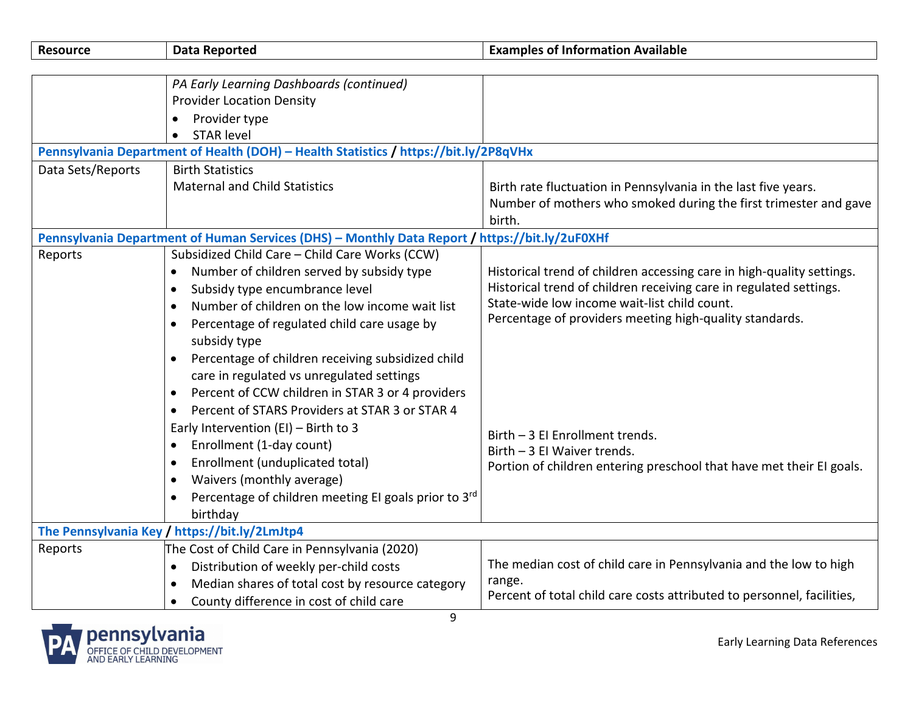| Resource | Data Reported | Examples of Information Available |
|---|---|---|
| | *PA Early Learning Dashboards (continued)*<br>Provider Location Density<br>• Provider type<br>• STAR level | |
| **Pennsylvania Department of Health (DOH) – Health Statistics / https://bit.ly/2P8qVHx** | | |
| Data Sets/Reports | Birth Statistics<br>Maternal and Child Statistics | Birth rate fluctuation in Pennsylvania in the last five years.<br>Number of mothers who smoked during the first trimester and gave birth. |
| **Pennsylvania Department of Human Services (DHS) – Monthly Data Report / https://bit.ly/2uF0XHf** | | |
| Reports | Subsidized Child Care – Child Care Works (CCW)<br>• Number of children served by subsidy type<br>• Subsidy type encumbrance level<br>• Number of children on the low income wait list<br>• Percentage of regulated child care usage by subsidy type<br>• Percentage of children receiving subsidized child care in regulated vs unregulated settings<br>• Percent of CCW children in STAR 3 or 4 providers<br>• Percent of STARS Providers at STAR 3 or STAR 4 | Historical trend of children accessing care in high-quality settings.<br>Historical trend of children receiving care in regulated settings.<br>State-wide low income wait-list child count.<br>Percentage of providers meeting high-quality standards. |
| | Early Intervention (EI) – Birth to 3<br>• Enrollment (1-day count)<br>• Enrollment (unduplicated total)<br>• Waivers (monthly average)<br>• Percentage of children meeting EI goals prior to 3rd birthday | Birth – 3 EI Enrollment trends.<br>Birth – 3 EI Waiver trends.<br>Portion of children entering preschool that have met their EI goals. |
| **The Pennsylvania Key / https://bit.ly/2LmJtp4** | | |
| Reports | The Cost of Child Care in Pennsylvania (2020)<br>• Distribution of weekly per-child costs<br>• Median shares of total cost by resource category<br>• County difference in cost of child care | The median cost of child care in Pennsylvania and the low to high range.<br>Percent of total child care costs attributed to personnel, facilities, |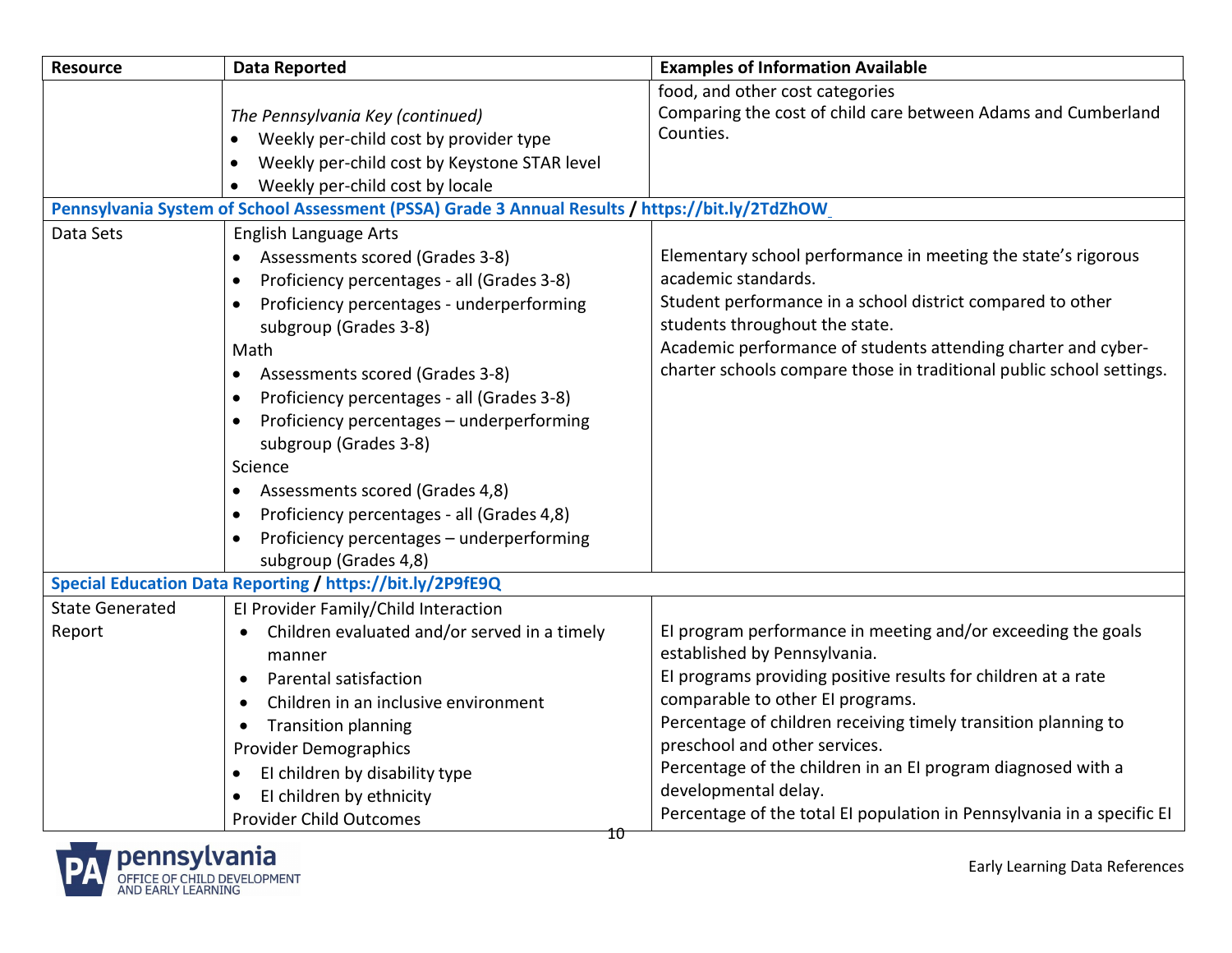| Resource | Data Reported | Examples of Information Available |
|---|---|---|
| | *The Pennsylvania Key (continued)*<br>• Weekly per-child cost by provider type<br>• Weekly per-child cost by Keystone STAR level<br>• Weekly per-child cost by locale | food, and other cost categories<br>Comparing the cost of child care between Adams and Cumberland Counties. |
| **Pennsylvania System of School Assessment (PSSA) Grade 3 Annual Results / https://bit.ly/2TdZhOW** | | |
| Data Sets | English Language Arts<br>• Assessments scored (Grades 3-8)<br>• Proficiency percentages - all (Grades 3-8)<br>• Proficiency percentages - underperforming subgroup (Grades 3-8)<br>Math<br>• Assessments scored (Grades 3-8)<br>• Proficiency percentages - all (Grades 3-8)<br>• Proficiency percentages – underperforming subgroup (Grades 3-8)<br>Science<br>• Assessments scored (Grades 4,8)<br>• Proficiency percentages - all (Grades 4,8)<br>• Proficiency percentages – underperforming subgroup (Grades 4,8) | Elementary school performance in meeting the state's rigorous academic standards.<br>Student performance in a school district compared to other students throughout the state.<br>Academic performance of students attending charter and cyber-charter schools compare those in traditional public school settings. |
| **Special Education Data Reporting / https://bit.ly/2P9fE9Q** | | |
| State Generated Report | EI Provider Family/Child Interaction<br>• Children evaluated and/or served in a timely manner<br>• Parental satisfaction<br>• Children in an inclusive environment<br>• Transition planning<br>Provider Demographics<br>• EI children by disability type<br>• EI children by ethnicity<br>Provider Child Outcomes | EI program performance in meeting and/or exceeding the goals established by Pennsylvania.<br>EI programs providing positive results for children at a rate comparable to other EI programs.<br>Percentage of children receiving timely transition planning to preschool and other services.<br>Percentage of the children in an EI program diagnosed with a developmental delay.<br>Percentage of the total EI population in Pennsylvania in a specific EI |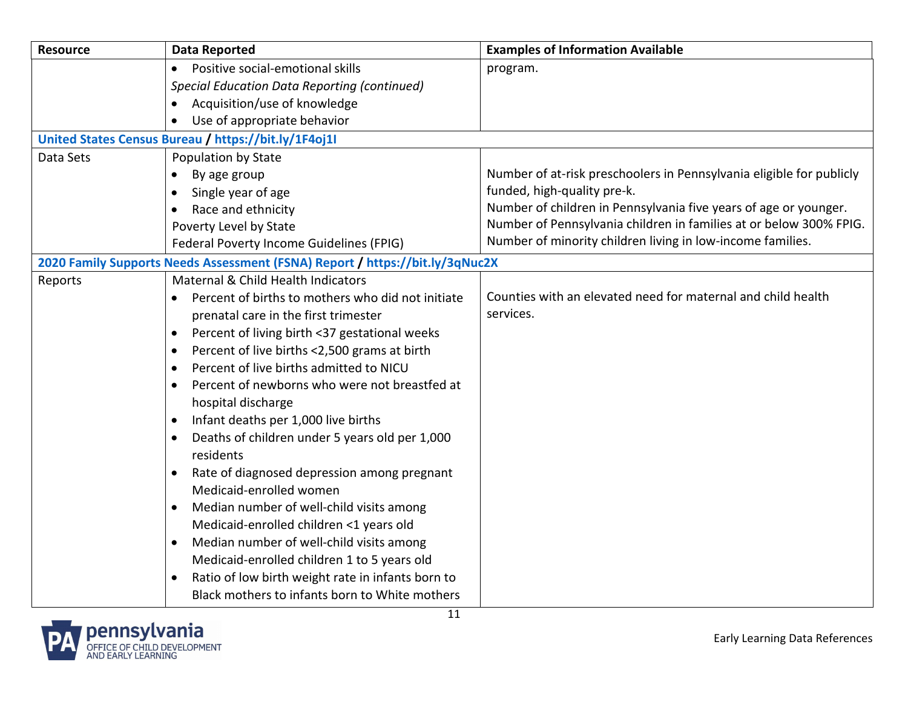| Resource | Data Reported | Examples of Information Available |
|---|---|---|
| | • Positive social-emotional skills<br>*Special Education Data Reporting (continued)*<br>• Acquisition/use of knowledge<br>• Use of appropriate behavior | program. |
| **United States Census Bureau / https://bit.ly/1F4oj1I** | | |
| Data Sets | Population by State<br>• By age group<br>• Single year of age<br>• Race and ethnicity<br>Poverty Level by State<br>Federal Poverty Income Guidelines (FPIG) | Number of at-risk preschoolers in Pennsylvania eligible for publicly funded, high-quality pre-k.<br>Number of children in Pennsylvania five years of age or younger.<br>Number of Pennsylvania children in families at or below 300% FPIG.<br>Number of minority children living in low-income families. |
| **2020 Family Supports Needs Assessment (FSNA) Report / https://bit.ly/3qNuc2X** | | |
| Reports | Maternal & Child Health Indicators<br>• Percent of births to mothers who did not initiate prenatal care in the first trimester<br>• Percent of living birth <37 gestational weeks<br>• Percent of live births <2,500 grams at birth<br>• Percent of live births admitted to NICU<br>• Percent of newborns who were not breastfed at hospital discharge<br>• Infant deaths per 1,000 live births<br>• Deaths of children under 5 years old per 1,000 residents<br>• Rate of diagnosed depression among pregnant Medicaid-enrolled women<br>• Median number of well-child visits among Medicaid-enrolled children <1 years old<br>• Median number of well-child visits among Medicaid-enrolled children 1 to 5 years old<br>• Ratio of low birth weight rate in infants born to Black mothers to infants born to White mothers | Counties with an elevated need for maternal and child health services. |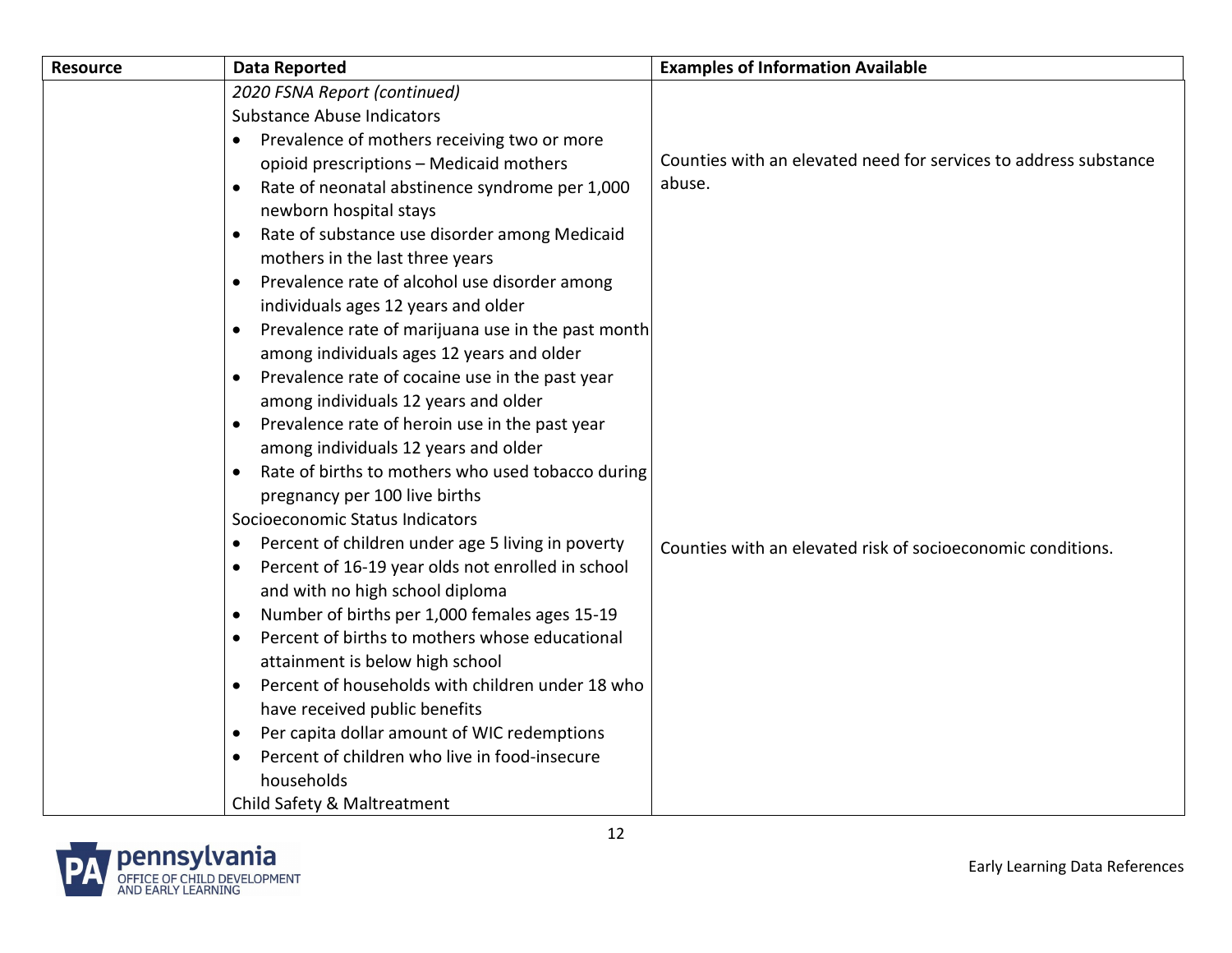| Resource | Data Reported | Examples of Information Available |
|---|---|---|
| | *2020 FSNA Report (continued)*<br>Substance Abuse Indicators<br>• Prevalence of mothers receiving two or more opioid prescriptions – Medicaid mothers<br>• Rate of neonatal abstinence syndrome per 1,000 newborn hospital stays<br>• Rate of substance use disorder among Medicaid mothers in the last three years<br>• Prevalence rate of alcohol use disorder among individuals ages 12 years and older<br>• Prevalence rate of marijuana use in the past month among individuals ages 12 years and older<br>• Prevalence rate of cocaine use in the past year among individuals 12 years and older<br>• Prevalence rate of heroin use in the past year among individuals 12 years and older<br>• Rate of births to mothers who used tobacco during pregnancy per 100 live births | Counties with an elevated need for services to address substance abuse. |
| | Socioeconomic Status Indicators<br>• Percent of children under age 5 living in poverty<br>• Percent of 16-19 year olds not enrolled in school and with no high school diploma<br>• Number of births per 1,000 females ages 15-19<br>• Percent of births to mothers whose educational attainment is below high school<br>• Percent of households with children under 18 who have received public benefits<br>• Per capita dollar amount of WIC redemptions<br>• Percent of children who live in food-insecure households | Counties with an elevated risk of socioeconomic conditions. |
| | Child Safety & Maltreatment | |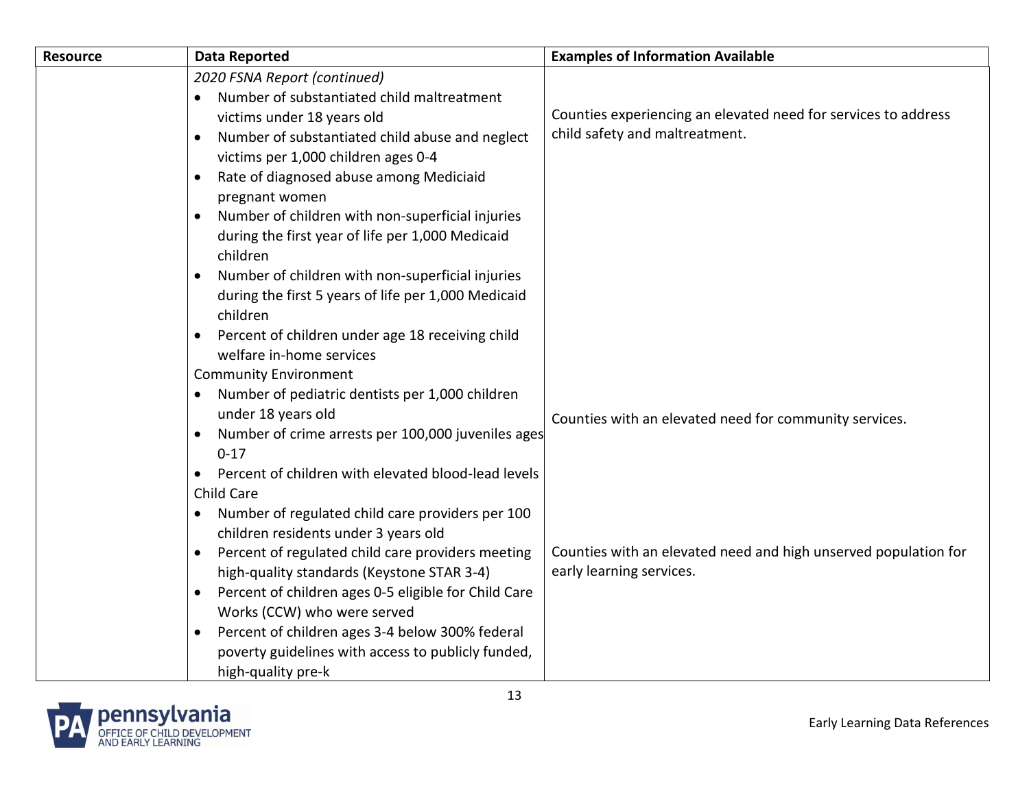| Resource | Data Reported | Examples of Information Available |
|---|---|---|
| | *2020 FSNA Report (continued)*<br>• Number of substantiated child maltreatment victims under 18 years old<br>• Number of substantiated child abuse and neglect victims per 1,000 children ages 0-4<br>• Rate of diagnosed abuse among Mediciaid pregnant women<br>• Number of children with non-superficial injuries during the first year of life per 1,000 Medicaid children<br>• Number of children with non-superficial injuries during the first 5 years of life per 1,000 Medicaid children<br>• Percent of children under age 18 receiving child welfare in-home services | Counties experiencing an elevated need for services to address child safety and maltreatment. |
| | Community Environment<br>• Number of pediatric dentists per 1,000 children under 18 years old<br>• Number of crime arrests per 100,000 juveniles ages 0-17<br>• Percent of children with elevated blood-lead levels | Counties with an elevated need for community services. |
| | Child Care<br>• Number of regulated child care providers per 100 children residents under 3 years old<br>• Percent of regulated child care providers meeting high-quality standards (Keystone STAR 3-4)<br>• Percent of children ages 0-5 eligible for Child Care Works (CCW) who were served<br>• Percent of children ages 3-4 below 300% federal poverty guidelines with access to publicly funded, high-quality pre-k | Counties with an elevated need and high unserved population for early learning services. |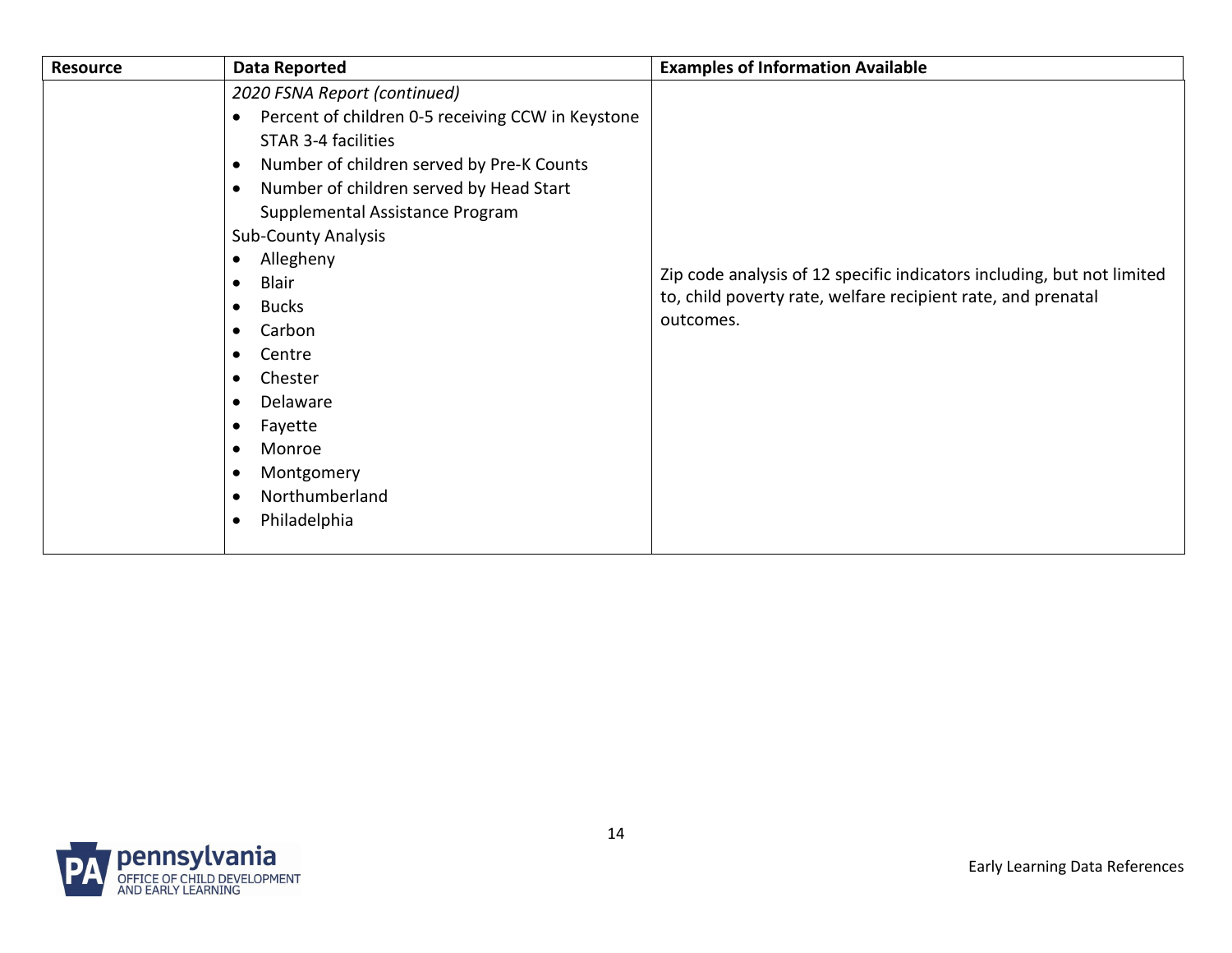| Resource | Data Reported | Examples of Information Available |
|---|---|---|
| | *2020 FSNA Report (continued)*<br>• Percent of children 0-5 receiving CCW in Keystone STAR 3-4 facilities<br>• Number of children served by Pre-K Counts<br>• Number of children served by Head Start Supplemental Assistance Program<br>Sub-County Analysis<br>• Allegheny<br>• Blair<br>• Bucks<br>• Carbon<br>• Centre<br>• Chester<br>• Delaware<br>• Fayette<br>• Monroe<br>• Montgomery<br>• Northumberland<br>• Philadelphia | Zip code analysis of 12 specific indicators including, but not limited to, child poverty rate, welfare recipient rate, and prenatal outcomes. |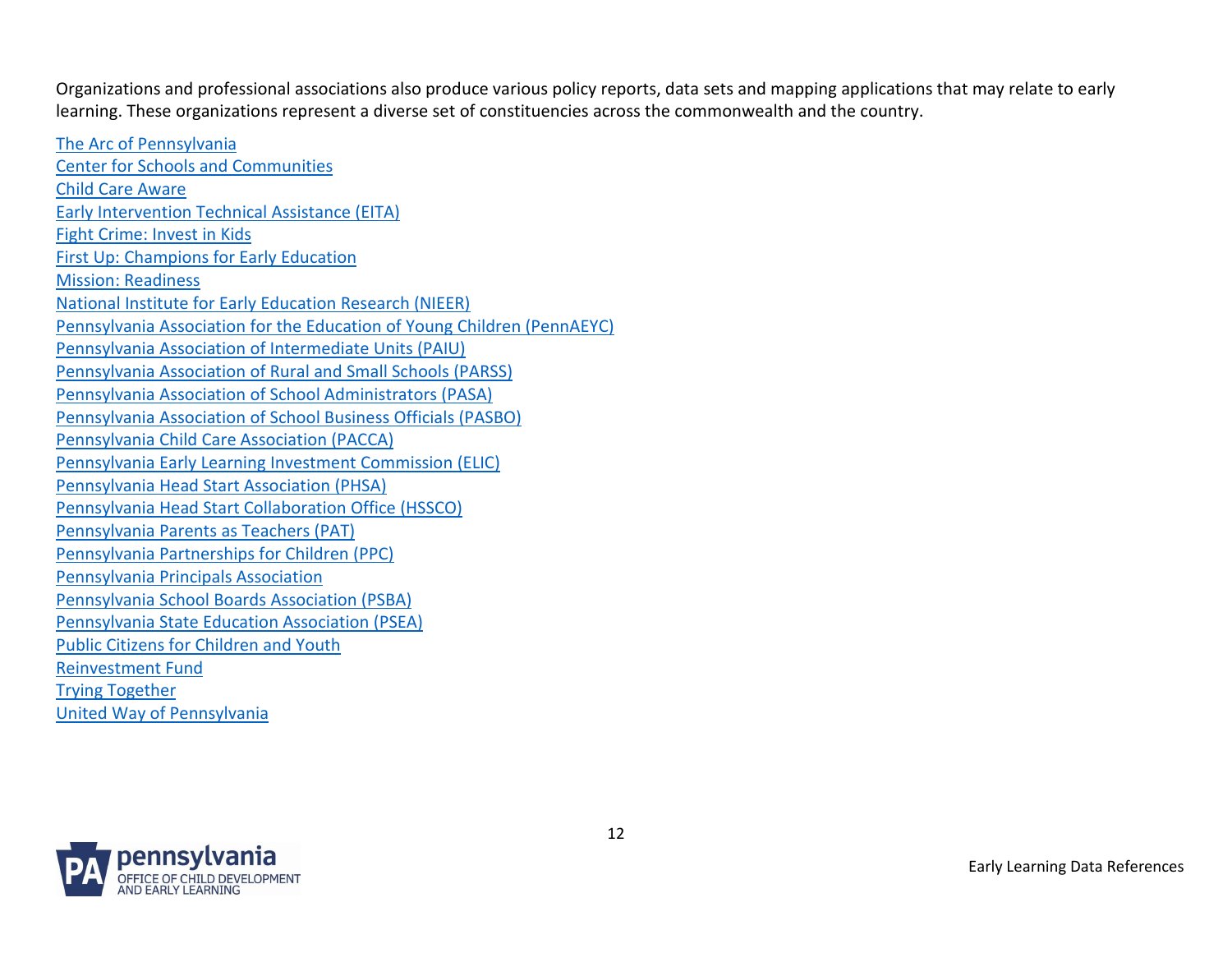Organizations and professional associations also produce various policy reports, data sets and mapping applications that may relate to early learning. These organizations represent a diverse set of constituencies across the commonwealth and the country.

The Arc of Pennsylvania
Center for Schools and Communities
Child Care Aware
Early Intervention Technical Assistance (EITA)
Fight Crime: Invest in Kids
First Up: Champions for Early Education
Mission: Readiness
National Institute for Early Education Research (NIEER)
Pennsylvania Association for the Education of Young Children (PennAEYC)
Pennsylvania Association of Intermediate Units (PAIU)
Pennsylvania Association of Rural and Small Schools (PARSS)
Pennsylvania Association of School Administrators (PASA)
Pennsylvania Association of School Business Officials (PASBO)
Pennsylvania Child Care Association (PACCA)
Pennsylvania Early Learning Investment Commission (ELIC)
Pennsylvania Head Start Association (PHSA)
Pennsylvania Head Start Collaboration Office (HSSCO)
Pennsylvania Parents as Teachers (PAT)
Pennsylvania Partnerships for Children (PPC)
Pennsylvania Principals Association
Pennsylvania School Boards Association (PSBA)
Pennsylvania State Education Association (PSEA)
Public Citizens for Children and Youth
Reinvestment Fund
Trying Together
United Way of Pennsylvania